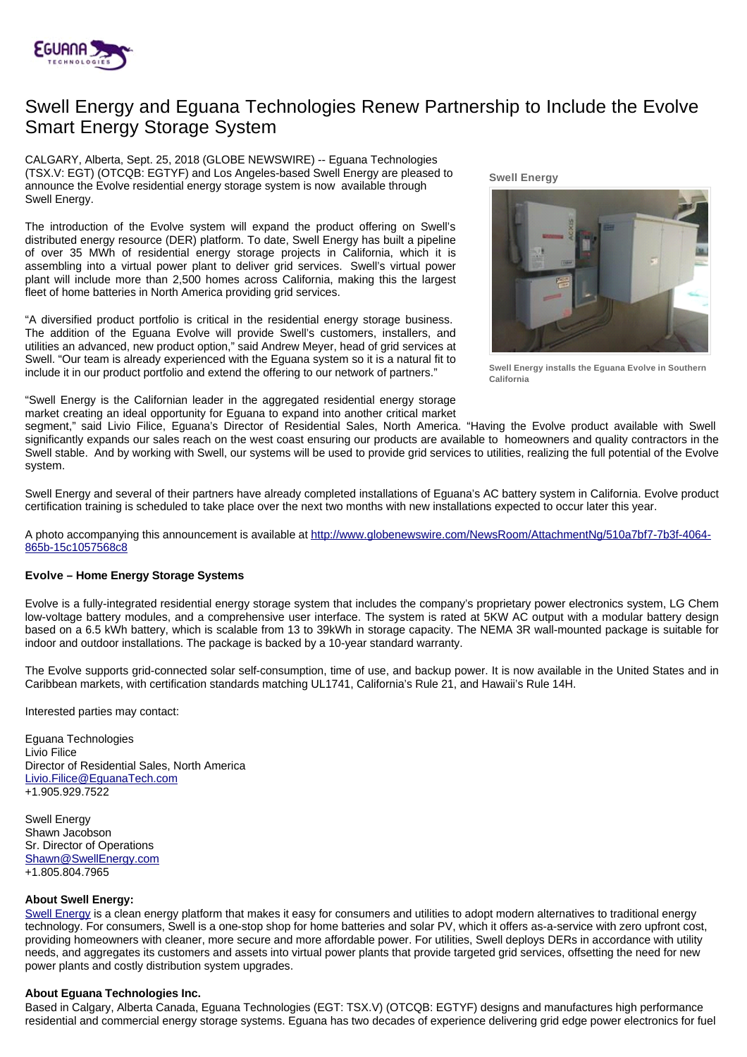# Swell Energy and Eguana Technologies Renew Partnership to Include the Evolve Smart Energy Storage System

CALGARY, Alberta, Sept. 25, 2018 (GLOBE NEWSWIRE) -- Eguana Technologies (TSX.V: EGT) (OTCQB: EGTYF) and Los Angeles-based Swell Energy are pleased to announce the Evolve residential energy storage system is now available through Swell Energy.

The introduction of the Evolve system will expand the product offering on Swell's distributed energy resource (DER) platform. To date, Swell Energy has built a pipeline of over 35 MWh of residential energy storage projects in California, which it is assembling into a virtual power plant to deliver grid services. Swell's virtual power plant will include more than 2,500 homes across California, making this the largest fleet of home batteries in North America providing grid services.

"A diversified product portfolio is critical in the residential energy storage business. The addition of the Eguana Evolve will provide Swell's customers, installers, and utilities an advanced, new product option," said Andrew Meyer, head of grid services at Swell. "Our team is already experienced with the Eguana system so it is a natural fit to include it in our product portfolio and extend the offering to our network of partners."

Swell Energy

Swell Energy installs the Eguana Evolve in Southern California

"Swell Energy is the Californian leader in the aggregated residential energy storage market creating an ideal opportunity for Eguana to expand into another critical market segment," said Livio Filice, Eguana's Director of Residential Sales, North America. "Having the Evolve product available with Swell significantly expands our sales reach on the west coast ensuring our products are available to homeowners and quality contractors in the Swell stable. And by working with Swell, our systems will be used to provide grid services to utilities, realizing the full potential of the Evolve system.

Swell Energy and several of their partners have already completed installations of Eguana's AC battery system in California. Evolve product certification training is scheduled to take place over the next two months with new installations expected to occur later this year.

A photo accompanying this announcement is available at http://www.globenewswire.com/NewsRoom/AttachmentNg/510a7bf7-7b3f-4064-865b-15c1057568c8

**Evolve – Home Energy Storage Systems**

Evolve is a fully-integrated residential energy storage system that includes the company's proprietary power electronics system, LG Chem low-voltage battery modules, and a comprehensive user interface. The system is rated at 5KW AC output with a modular battery design based on a 6.5 kWh battery, which is scalable from 13 to 39kWh in storage capacity. The NEMA 3R wall-mounted package is suitable for indoor and outdoor installations. The package is backed by a 10-year standard warranty.

The Evolve supports grid-connected solar self-consumption, time of use, and backup power. It is now available in the United States and in Caribbean markets, with certification standards matching UL1741, California's Rule 21, and Hawaii's Rule 14H.

Interested parties may contact:

Eguana Technologies
Livio Filice
Director of Residential Sales, North America
Livio.Filice@EguanaTech.com
+1.905.929.7522

Swell Energy
Shawn Jacobson
Sr. Director of Operations
Shawn@SwellEnergy.com
+1.805.804.7965

**About Swell Energy:**
Swell Energy is a clean energy platform that makes it easy for consumers and utilities to adopt modern alternatives to traditional energy technology. For consumers, Swell is a one-stop shop for home batteries and solar PV, which it offers as-a-service with zero upfront cost, providing homeowners with cleaner, more secure and more affordable power. For utilities, Swell deploys DERs in accordance with utility needs, and aggregates its customers and assets into virtual power plants that provide targeted grid services, offsetting the need for new power plants and costly distribution system upgrades.

**About Eguana Technologies Inc.**
Based in Calgary, Alberta Canada, Eguana Technologies (EGT: TSX.V) (OTCQB: EGTYF) designs and manufactures high performance residential and commercial energy storage systems. Eguana has two decades of experience delivering grid edge power electronics for fuel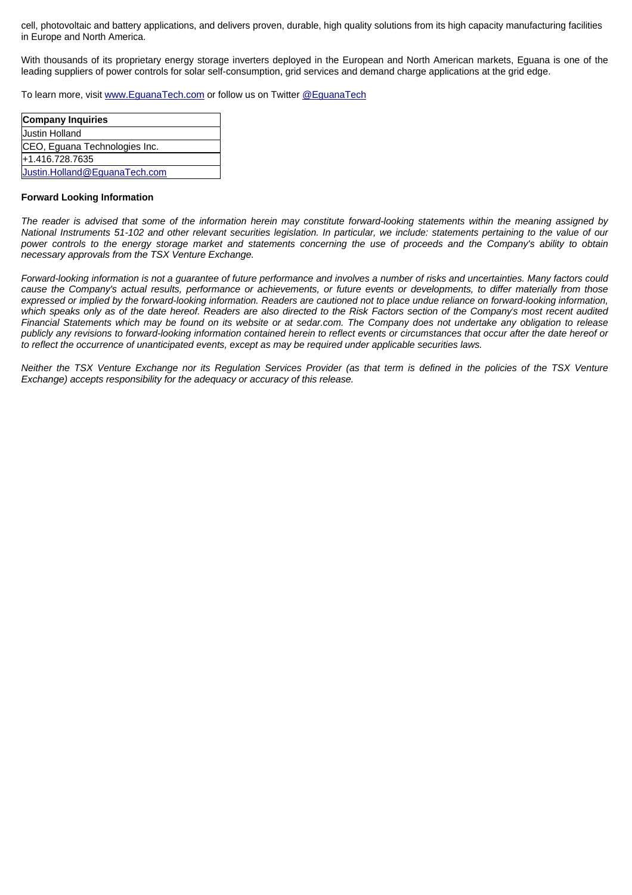cell, photovoltaic and battery applications, and delivers proven, durable, high quality solutions from its high capacity manufacturing facilities in Europe and North America.

With thousands of its proprietary energy storage inverters deployed in the European and North American markets, Eguana is one of the leading suppliers of power controls for solar self-consumption, grid services and demand charge applications at the grid edge.

To learn more, visit www.EguanaTech.com or follow us on Twitter @EguanaTech

| **Company Inquiries** |
| --- |
| Justin Holland |
| CEO, Eguana Technologies Inc. |
| +1.416.728.7635 |
| Justin.Holland@EguanaTech.com |

**Forward Looking Information**

*The reader is advised that some of the information herein may constitute forward-looking statements within the meaning assigned by National Instruments 51-102 and other relevant securities legislation. In particular, we include: statements pertaining to the value of our power controls to the energy storage market and statements concerning the use of proceeds and the Company's ability to obtain necessary approvals from the TSX Venture Exchange.*

*Forward-looking information is not a guarantee of future performance and involves a number of risks and uncertainties. Many factors could cause the Company's actual results, performance or achievements, or future events or developments, to differ materially from those expressed or implied by the forward-looking information. Readers are cautioned not to place undue reliance on forward-looking information, which speaks only as of the date hereof. Readers are also directed to the Risk Factors section of the Company's most recent audited Financial Statements which may be found on its website or at sedar.com. The Company does not undertake any obligation to release publicly any revisions to forward-looking information contained herein to reflect events or circumstances that occur after the date hereof or to reflect the occurrence of unanticipated events, except as may be required under applicable securities laws.*

*Neither the TSX Venture Exchange nor its Regulation Services Provider (as that term is defined in the policies of the TSX Venture Exchange) accepts responsibility for the adequacy or accuracy of this release.*